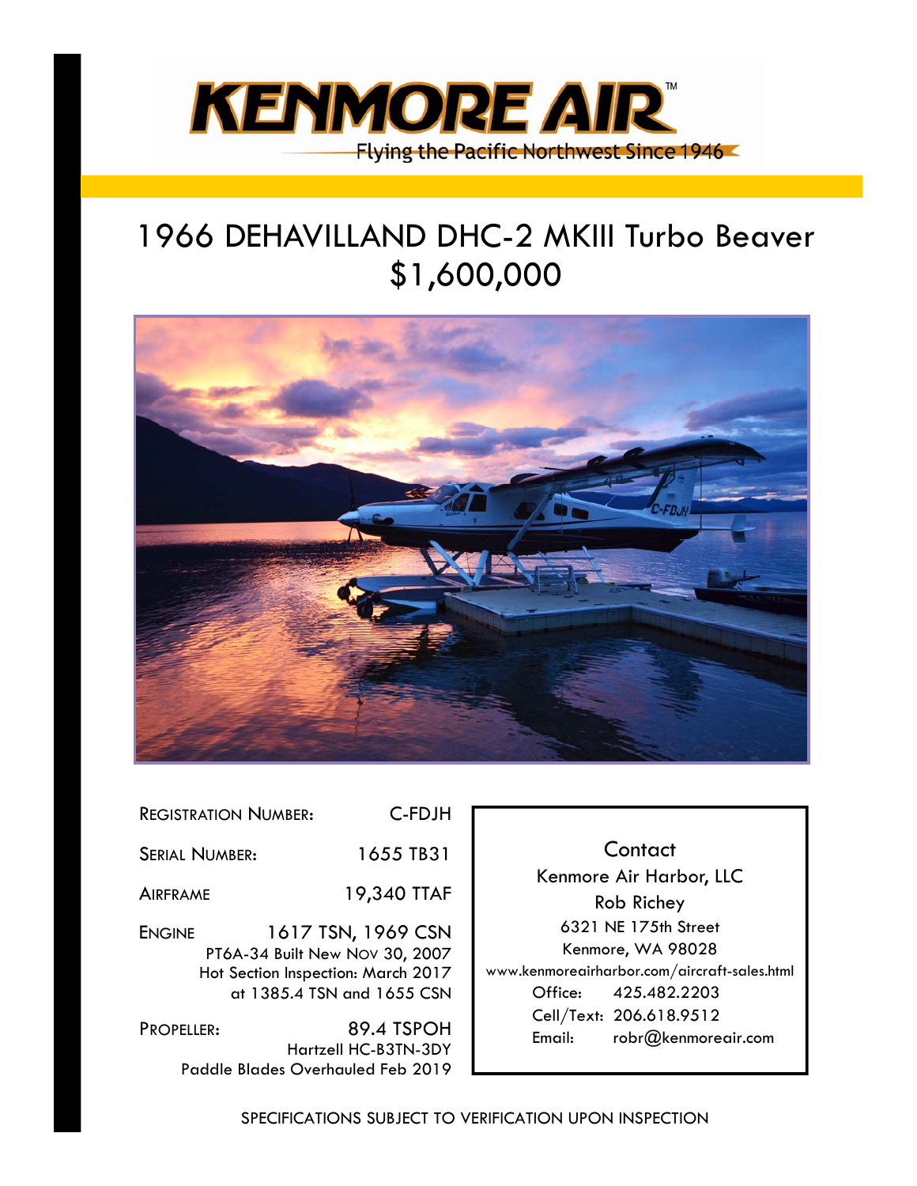# KENMORE AIR™

Flying the Pacific Northwest Since 1946

## 1966 DEHAVILLAND DHC-2 MKIII Turbo Beaver
## $1,600,000

| | |
|---|---|
| REGISTRATION NUMBER: | C-FDJH |
| SERIAL NUMBER: | 1655 TB31 |
| AIRFRAME | 19,340 TTAF |
| ENGINE | 1617 TSN, 1969 CSN |
| | PT6A-34 Built New NOV 30, 2007 |
| | Hot Section Inspection: March 2017 at 1385.4 TSN and 1655 CSN |
| PROPELLER: | 89.4 TSPOH |
| | Hartzell HC-B3TN-3DY |
| | Paddle Blades Overhauled Feb 2019 |

**Contact**

Kenmore Air Harbor, LLC
Rob Richey
6321 NE 175th Street
Kenmore, WA 98028
www.kenmoreairharbor.com/aircraft-sales.html
Office: 425.482.2203
Cell/Text: 206.618.9512
Email: robr@kenmoreair.com

SPECIFICATIONS SUBJECT TO VERIFICATION UPON INSPECTION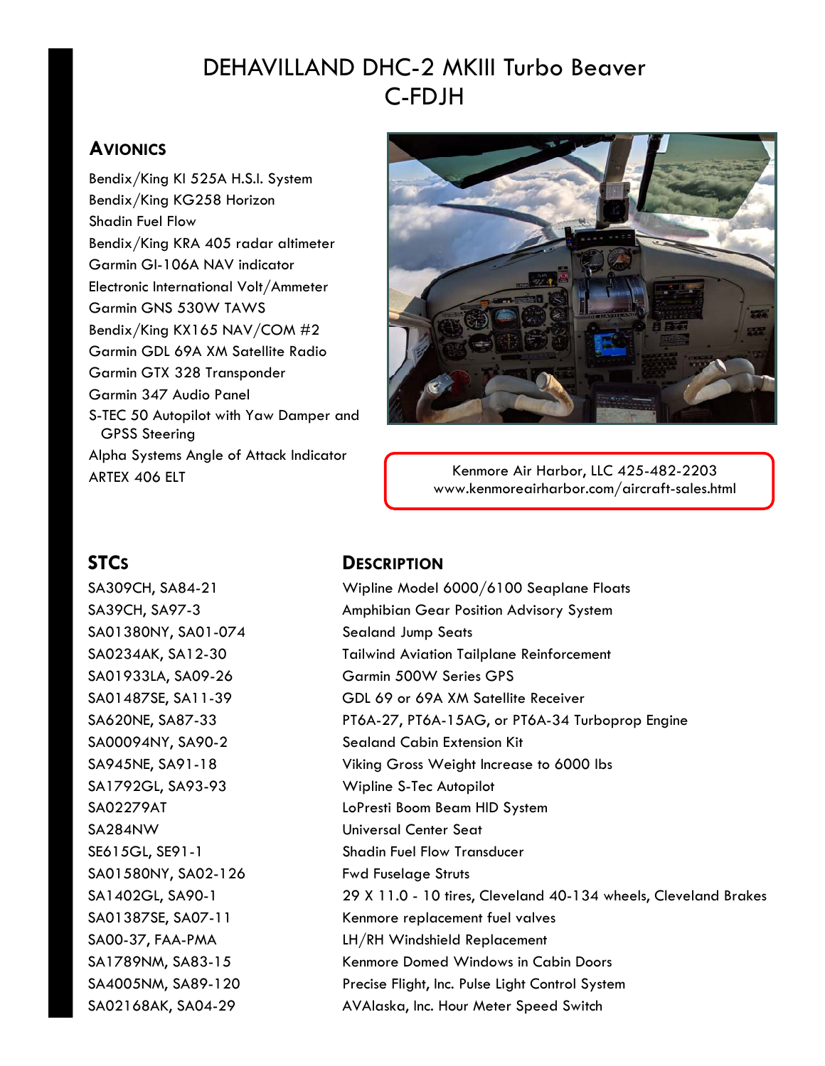# DEHAVILLAND DHC-2 MKIII Turbo Beaver
# C-FDJH

## Avionics

Bendix/King KI 525A H.S.I. System
Bendix/King KG258 Horizon
Shadin Fuel Flow
Bendix/King KRA 405 radar altimeter
Garmin GI-106A NAV indicator
Electronic International Volt/Ammeter
Garmin GNS 530W TAWS
Bendix/King KX165 NAV/COM #2
Garmin GDL 69A XM Satellite Radio
Garmin GTX 328 Transponder
Garmin 347 Audio Panel
S-TEC 50 Autopilot with Yaw Damper and GPSS Steering
Alpha Systems Angle of Attack Indicator
ARTEX 406 ELT

Kenmore Air Harbor, LLC 425-482-2203
www.kenmoreairharbor.com/aircraft-sales.html

| STCs | Description |
|---|---|
| SA309CH, SA84-21 | Wipline Model 6000/6100 Seaplane Floats |
| SA39CH, SA97-3 | Amphibian Gear Position Advisory System |
| SA01380NY, SA01-074 | Sealand Jump Seats |
| SA0234AK, SA12-30 | Tailwind Aviation Tailplane Reinforcement |
| SA01933LA, SA09-26 | Garmin 500W Series GPS |
| SA01487SE, SA11-39 | GDL 69 or 69A XM Satellite Receiver |
| SA620NE, SA87-33 | PT6A-27, PT6A-15AG, or PT6A-34 Turboprop Engine |
| SA00094NY, SA90-2 | Sealand Cabin Extension Kit |
| SA945NE, SA91-18 | Viking Gross Weight Increase to 6000 lbs |
| SA1792GL, SA93-93 | Wipline S-Tec Autopilot |
| SA02279AT | LoPresti Boom Beam HID System |
| SA284NW | Universal Center Seat |
| SE615GL, SE91-1 | Shadin Fuel Flow Transducer |
| SA01580NY, SA02-126 | Fwd Fuselage Struts |
| SA1402GL, SA90-1 | 29 X 11.0 - 10 tires, Cleveland 40-134 wheels, Cleveland Brakes |
| SA01387SE, SA07-11 | Kenmore replacement fuel valves |
| SA00-37, FAA-PMA | LH/RH Windshield Replacement |
| SA1789NM, SA83-15 | Kenmore Domed Windows in Cabin Doors |
| SA4005NM, SA89-120 | Precise Flight, Inc. Pulse Light Control System |
| SA02168AK, SA04-29 | AVAlaska, Inc. Hour Meter Speed Switch |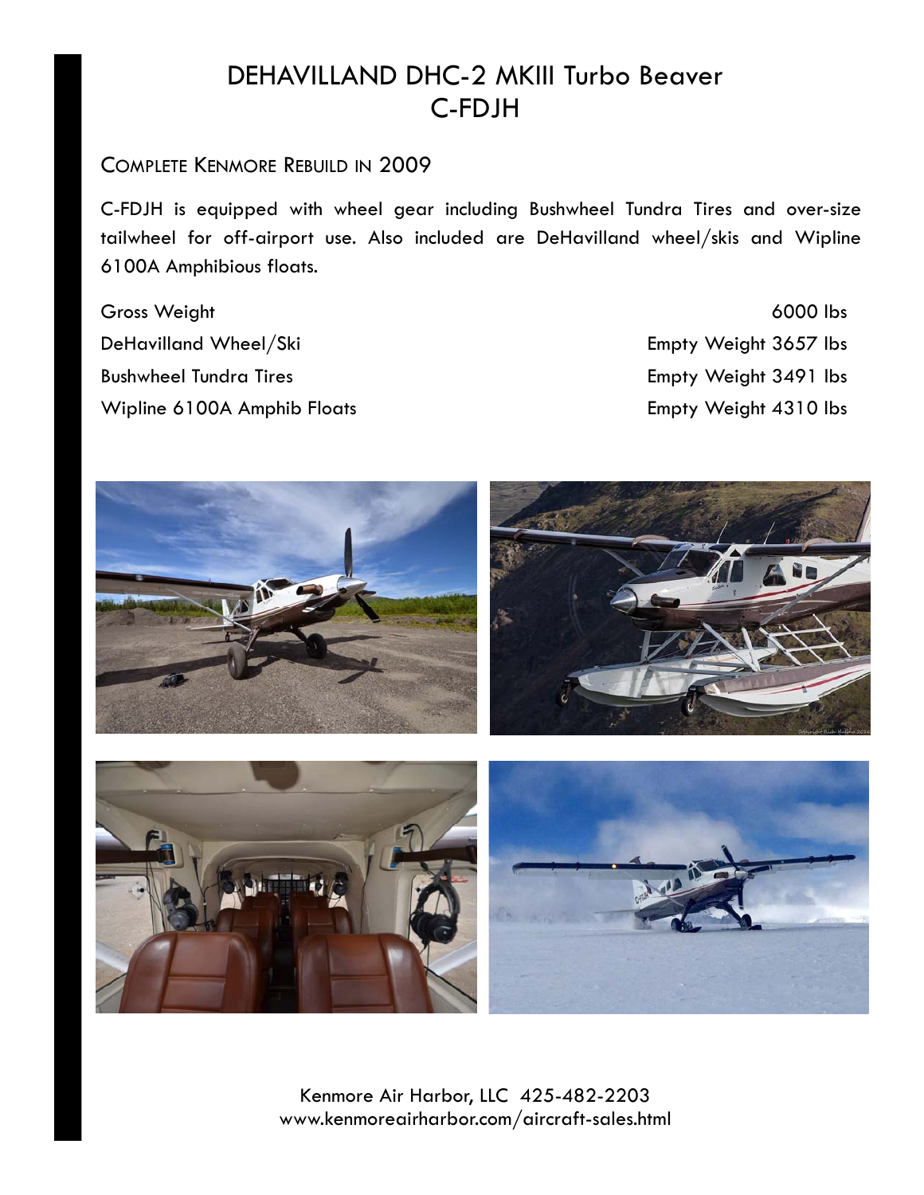# DEHAVILLAND DHC-2 MKIII Turbo Beaver
# C-FDJH

## Complete Kenmore Rebuild in 2009

C-FDJH is equipped with wheel gear including Bushwheel Tundra Tires and over-size tailwheel for off-airport use. Also included are DeHavilland wheel/skis and Wipline 6100A Amphibious floats.

| | |
|---|---|
| Gross Weight | 6000 lbs |
| DeHavilland Wheel/Ski | Empty Weight 3657 lbs |
| Bushwheel Tundra Tires | Empty Weight 3491 lbs |
| Wipline 6100A Amphib Floats | Empty Weight 4310 lbs |

Kenmore Air Harbor, LLC 425-482-2203
www.kenmoreairharbor.com/aircraft-sales.html